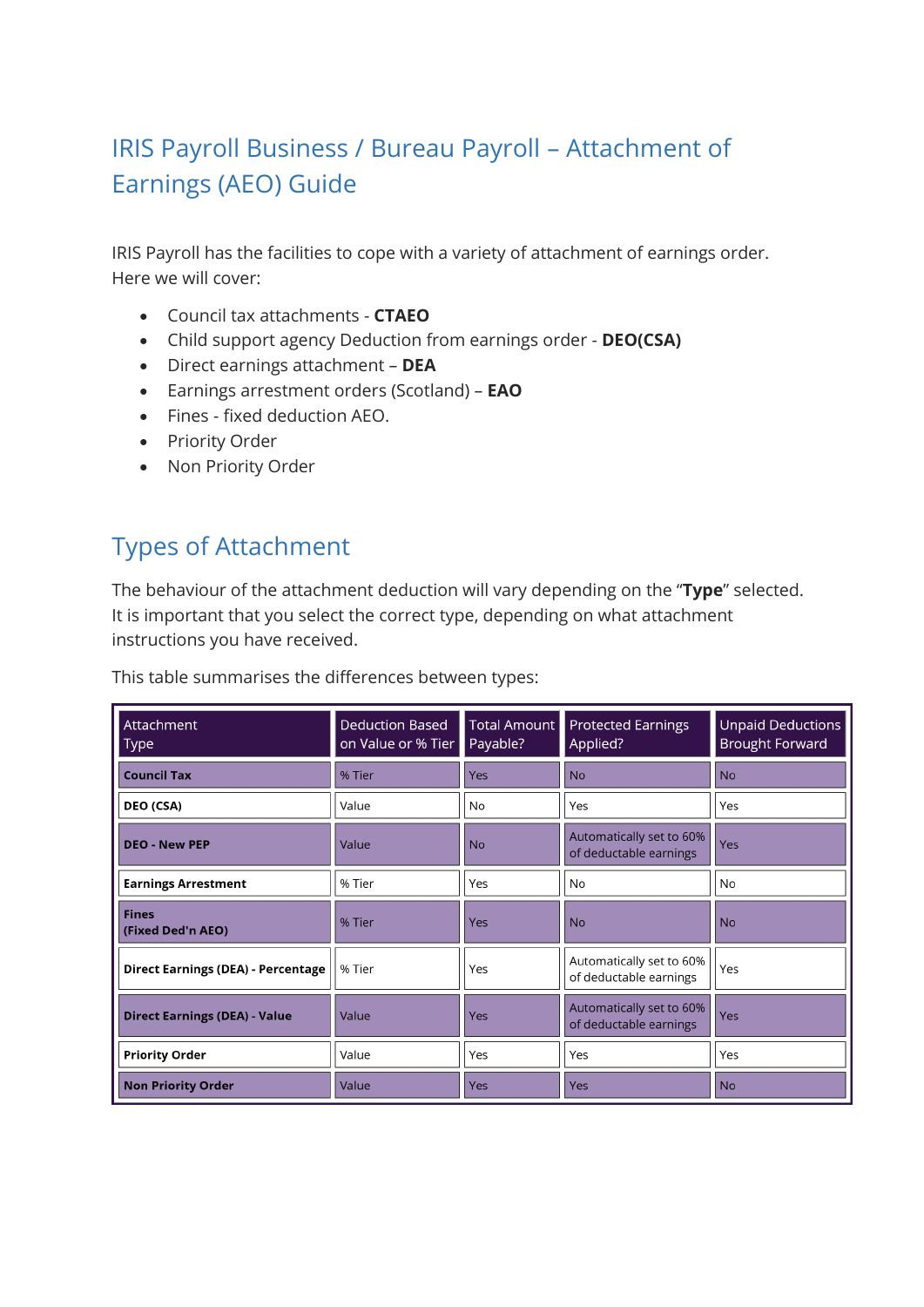# IRIS Payroll Business / Bureau Payroll – Attachment of Earnings (AEO) Guide

IRIS Payroll has the facilities to cope with a variety of attachment of earnings order. Here we will cover:

- Council tax attachments - **CTAEO**
- Child support agency Deduction from earnings order - **DEO(CSA)**
- Direct earnings attachment – **DEA**
- Earnings arrestment orders (Scotland) – **EAO**
- Fines - fixed deduction AEO.
- Priority Order
- Non Priority Order

## Types of Attachment

The behaviour of the attachment deduction will vary depending on the "**Type**" selected. It is important that you select the correct type, depending on what attachment instructions you have received.

This table summarises the differences between types:

| Attachment Type | Deduction Based on Value or % Tier | Total Amount Payable? | Protected Earnings Applied? | Unpaid Deductions Brought Forward |
|---|---|---|---|---|
| **Council Tax** | % Tier | Yes | No | No |
| **DEO (CSA)** | Value | No | Yes | Yes |
| **DEO - New PEP** | Value | No | Automatically set to 60% of deductable earnings | Yes |
| **Earnings Arrestment** | % Tier | Yes | No | No |
| **Fines (Fixed Ded'n AEO)** | % Tier | Yes | No | No |
| **Direct Earnings (DEA) - Percentage** | % Tier | Yes | Automatically set to 60% of deductable earnings | Yes |
| **Direct Earnings (DEA) - Value** | Value | Yes | Automatically set to 60% of deductable earnings | Yes |
| **Priority Order** | Value | Yes | Yes | Yes |
| **Non Priority Order** | Value | Yes | Yes | No |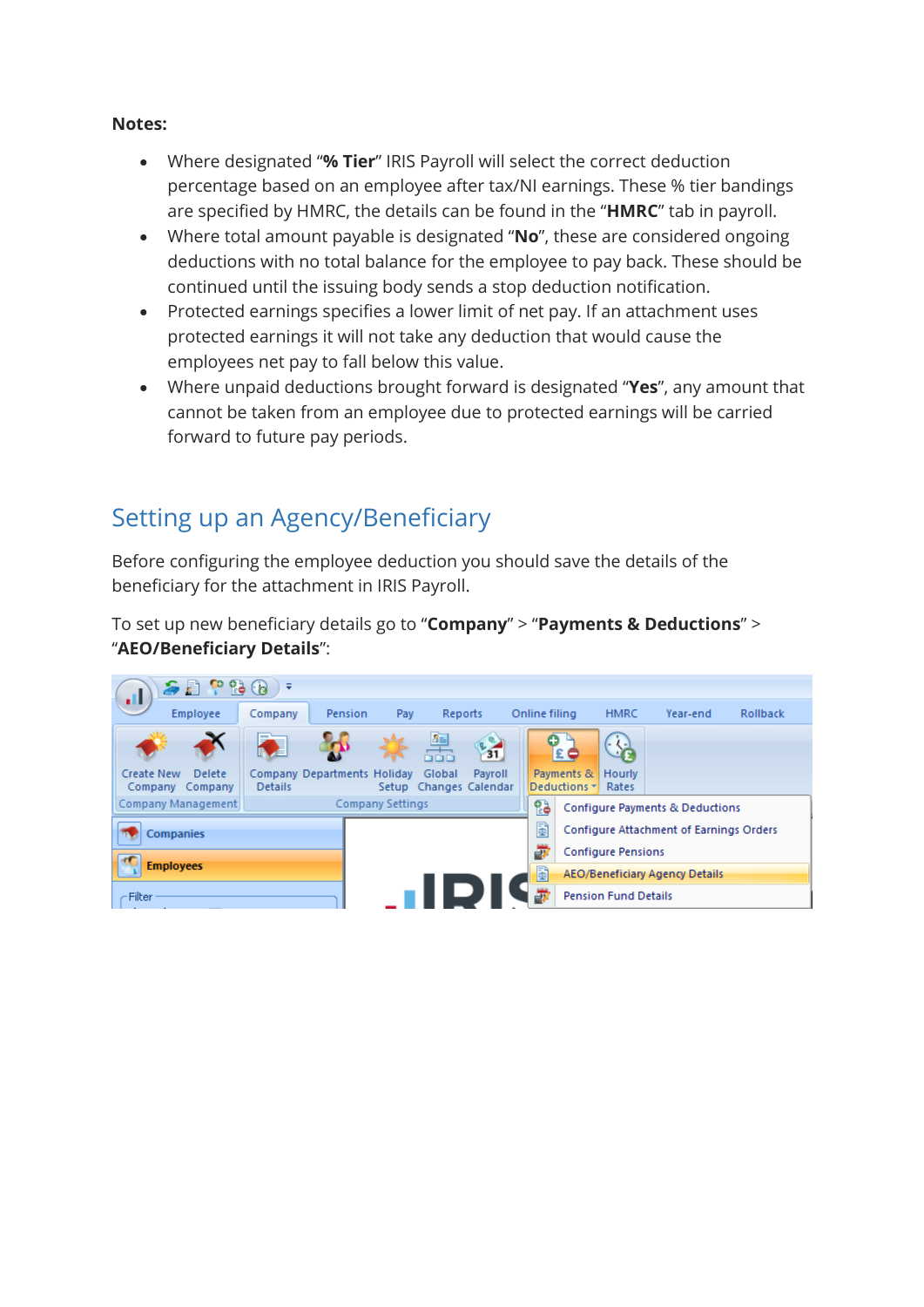**Notes:**

- Where designated "**% Tier**" IRIS Payroll will select the correct deduction percentage based on an employee after tax/NI earnings. These % tier bandings are specified by HMRC, the details can be found in the "**HMRC**" tab in payroll.
- Where total amount payable is designated "**No**", these are considered ongoing deductions with no total balance for the employee to pay back. These should be continued until the issuing body sends a stop deduction notification.
- Protected earnings specifies a lower limit of net pay. If an attachment uses protected earnings it will not take any deduction that would cause the employees net pay to fall below this value.
- Where unpaid deductions brought forward is designated "**Yes**", any amount that cannot be taken from an employee due to protected earnings will be carried forward to future pay periods.

## Setting up an Agency/Beneficiary

Before configuring the employee deduction you should save the details of the beneficiary for the attachment in IRIS Payroll.

To set up new beneficiary details go to "**Company**" > "**Payments & Deductions**" > "**AEO/Beneficiary Details**":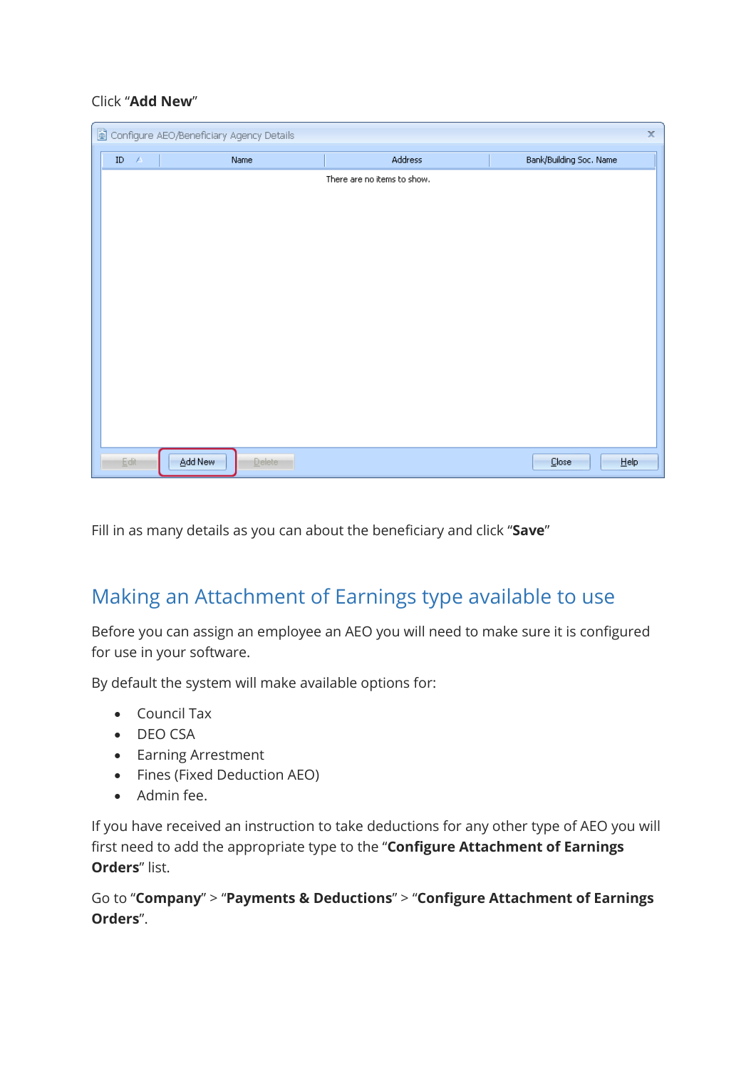Click “**Add New**”

Fill in as many details as you can about the beneficiary and click “**Save**”

## Making an Attachment of Earnings type available to use

Before you can assign an employee an AEO you will need to make sure it is configured for use in your software.

By default the system will make available options for:

- Council Tax
- DEO CSA
- Earning Arrestment
- Fines (Fixed Deduction AEO)
- Admin fee.

If you have received an instruction to take deductions for any other type of AEO you will first need to add the appropriate type to the “**Configure Attachment of Earnings Orders**” list.

Go to “**Company**” > “**Payments & Deductions**” > “**Configure Attachment of Earnings Orders**”.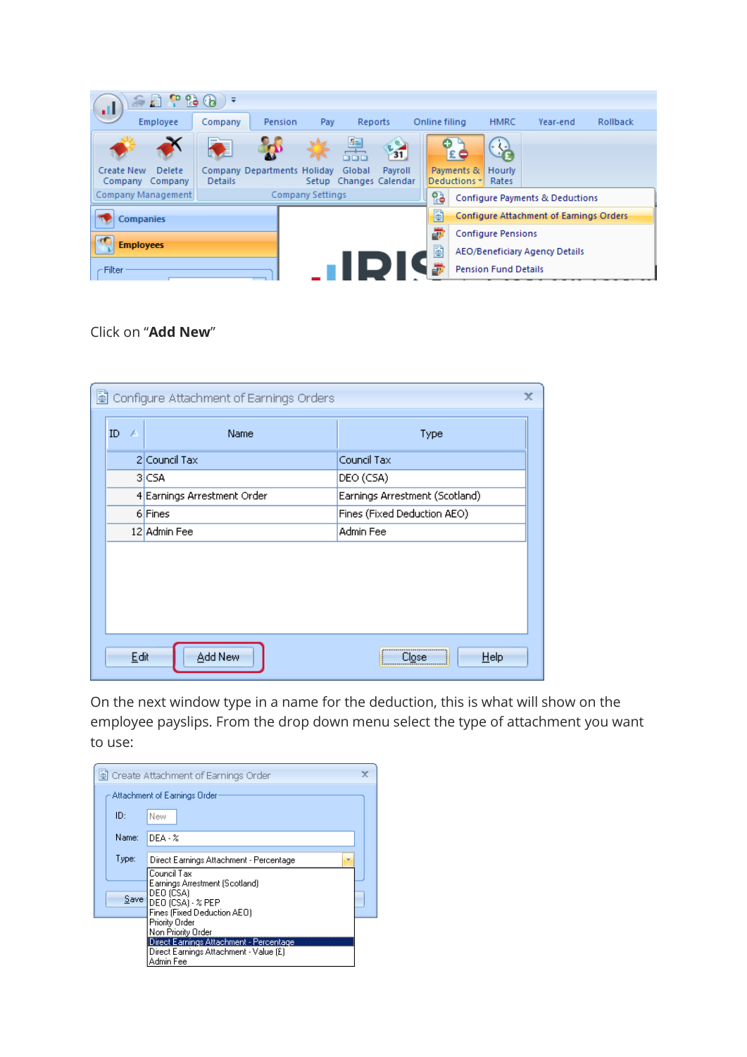Click on “**Add New**”

On the next window type in a name for the deduction, this is what will show on the employee payslips. From the drop down menu select the type of attachment you want to use: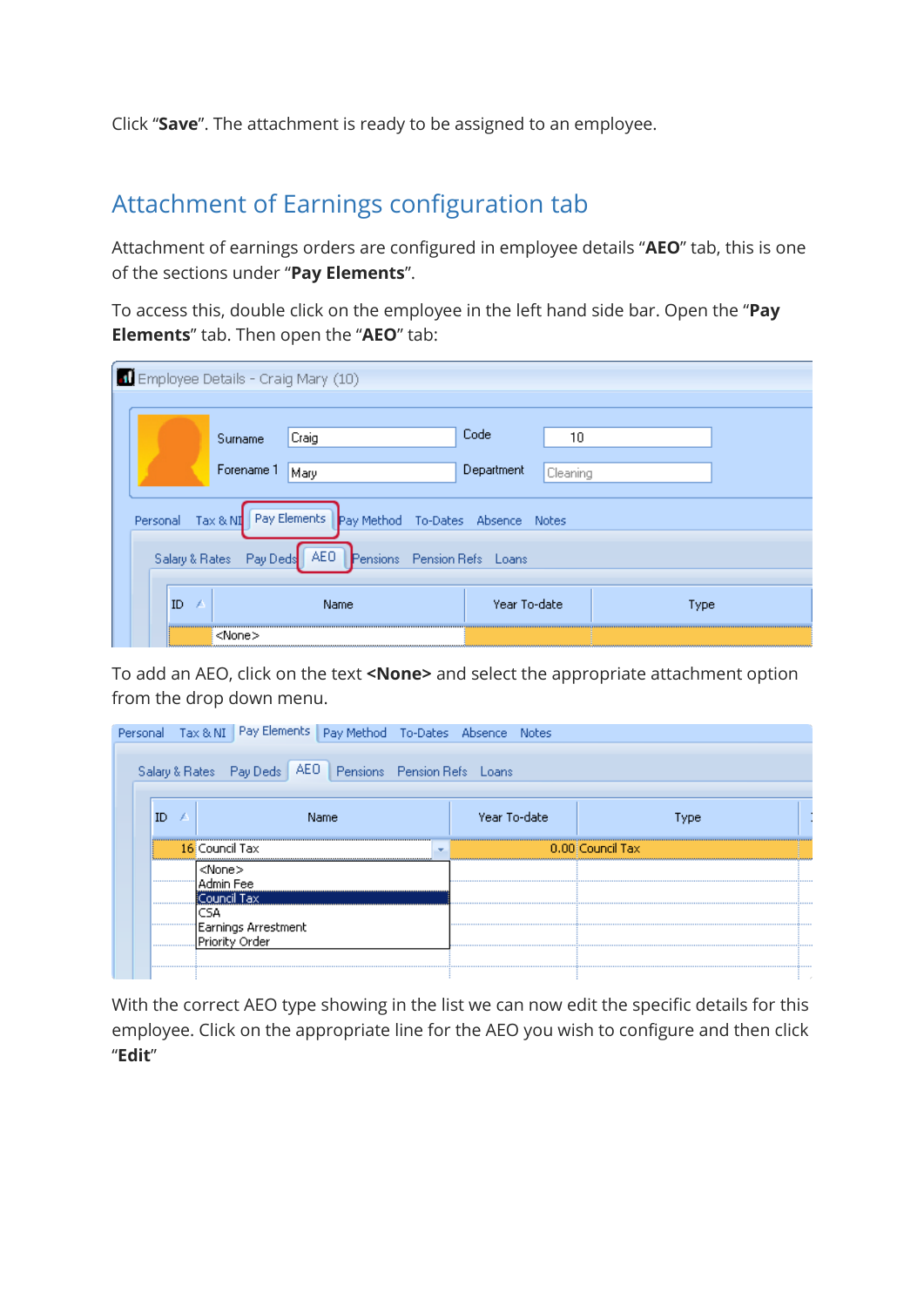Click “**Save**”. The attachment is ready to be assigned to an employee.

## Attachment of Earnings configuration tab

Attachment of earnings orders are configured in employee details “**AEO**” tab, this is one of the sections under “**Pay Elements**”.

To access this, double click on the employee in the left hand side bar. Open the “**Pay Elements**” tab. Then open the “**AEO**” tab:

To add an AEO, click on the text **<None>** and select the appropriate attachment option from the drop down menu.

With the correct AEO type showing in the list we can now edit the specific details for this employee. Click on the appropriate line for the AEO you wish to configure and then click “**Edit**”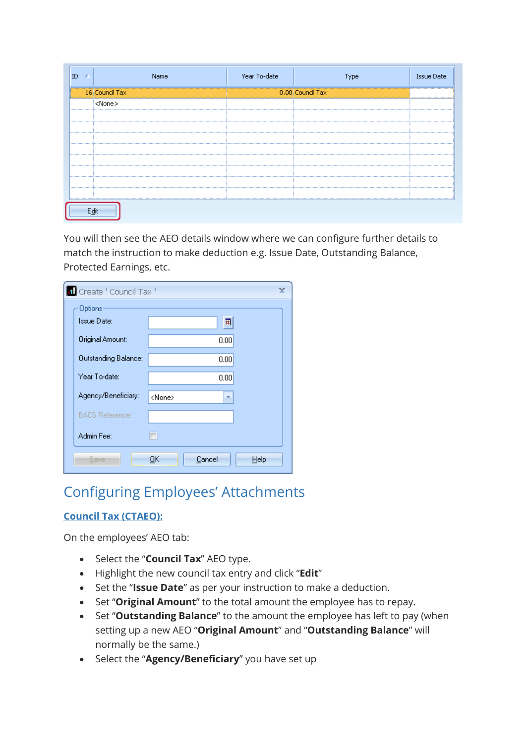You will then see the AEO details window where we can configure further details to match the instruction to make deduction e.g. Issue Date, Outstanding Balance, Protected Earnings, etc.

## Configuring Employees' Attachments

### Council Tax (CTAEO):

On the employees' AEO tab:

- Select the "**Council Tax**" AEO type.
- Highlight the new council tax entry and click "**Edit**"
- Set the "**Issue Date**" as per your instruction to make a deduction.
- Set "**Original Amount**" to the total amount the employee has to repay.
- Set "**Outstanding Balance**" to the amount the employee has left to pay (when setting up a new AEO "**Original Amount**" and "**Outstanding Balance**" will normally be the same.)
- Select the "**Agency/Beneficiary**" you have set up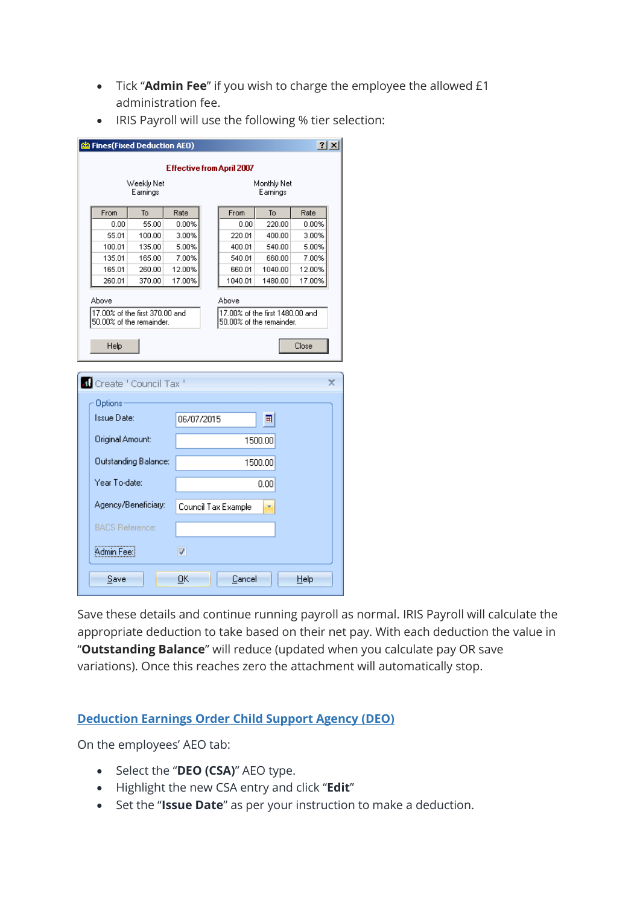- Tick "**Admin Fee**" if you wish to charge the employee the allowed £1 administration fee.
- IRIS Payroll will use the following % tier selection:

**Fines(Fixed Deduction AEO)**

**Effective from April 2007**

Weekly Net Earnings

| From | To | Rate |
|---|---|---|
| 0.00 | 55.00 | 0.00% |
| 55.01 | 100.00 | 3.00% |
| 100.01 | 135.00 | 5.00% |
| 135.01 | 165.00 | 7.00% |
| 165.01 | 260.00 | 12.00% |
| 260.01 | 370.00 | 17.00% |

Above: 17.00% of the first 370.00 and 50.00% of the remainder.

Monthly Net Earnings

| From | To | Rate |
|---|---|---|
| 0.00 | 220.00 | 0.00% |
| 220.01 | 400.00 | 3.00% |
| 400.01 | 540.00 | 5.00% |
| 540.01 | 660.00 | 7.00% |
| 660.01 | 1040.00 | 12.00% |
| 1040.01 | 1480.00 | 17.00% |

Above: 17.00% of the first 1480.00 and 50.00% of the remainder.

Help | Close

**Create ' Council Tax '**

Options

| Field | Value |
|---|---|
| Issue Date: | 06/07/2015 |
| Original Amount: | 1500.00 |
| Outstanding Balance: | 1500.00 |
| Year To-date: | 0.00 |
| Agency/Beneficiary: | Council Tax Example |
| BACS Reference: | |
| Admin Fee: | ☑ |

Save | OK | Cancel | Help

Save these details and continue running payroll as normal. IRIS Payroll will calculate the appropriate deduction to take based on their net pay. With each deduction the value in "**Outstanding Balance**" will reduce (updated when you calculate pay OR save variations). Once this reaches zero the attachment will automatically stop.

## Deduction Earnings Order Child Support Agency (DEO)

On the employees' AEO tab:

- Select the "**DEO (CSA)**" AEO type.
- Highlight the new CSA entry and click "**Edit**"
- Set the "**Issue Date**" as per your instruction to make a deduction.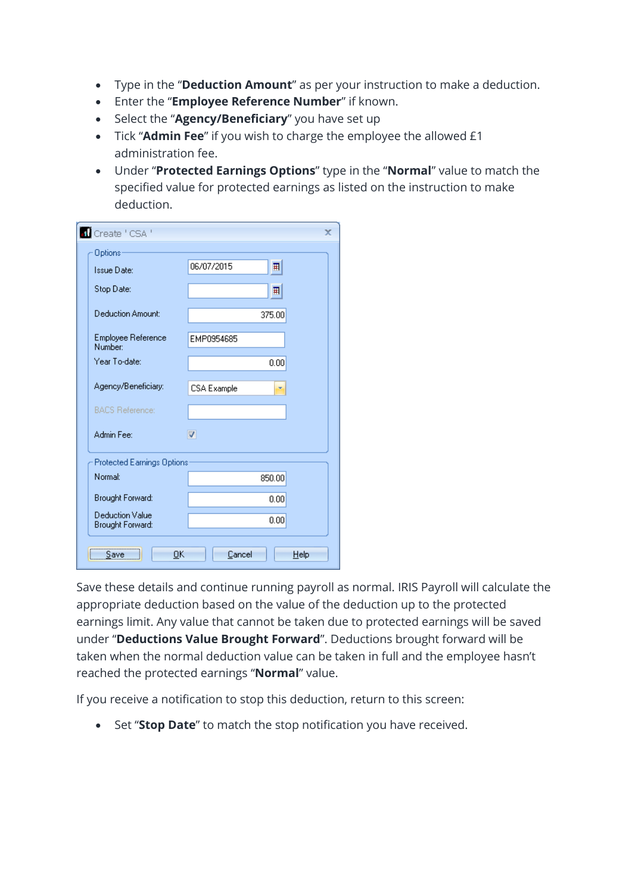- Type in the "**Deduction Amount**" as per your instruction to make a deduction.
- Enter the "**Employee Reference Number**" if known.
- Select the "**Agency/Beneficiary**" you have set up
- Tick "**Admin Fee**" if you wish to charge the employee the allowed £1 administration fee.
- Under "**Protected Earnings Options**" type in the "**Normal**" value to match the specified value for protected earnings as listed on the instruction to make deduction.

Create ' CSA '

**Options**

| Field | Value |
|---|---|
| Issue Date: | 06/07/2015 |
| Stop Date: | |
| Deduction Amount: | 375.00 |
| Employee Reference Number: | EMP0954685 |
| Year To-date: | 0.00 |
| Agency/Beneficiary: | CSA Example |
| BACS Reference: | |
| Admin Fee: | ✓ |

**Protected Earnings Options**

| Field | Value |
|---|---|
| Normal: | 850.00 |
| Brought Forward: | 0.00 |
| Deduction Value Brought Forward: | 0.00 |

Save | OK | Cancel | Help

Save these details and continue running payroll as normal. IRIS Payroll will calculate the appropriate deduction based on the value of the deduction up to the protected earnings limit. Any value that cannot be taken due to protected earnings will be saved under "**Deductions Value Brought Forward**". Deductions brought forward will be taken when the normal deduction value can be taken in full and the employee hasn't reached the protected earnings "**Normal**" value.

If you receive a notification to stop this deduction, return to this screen:

- Set "**Stop Date**" to match the stop notification you have received.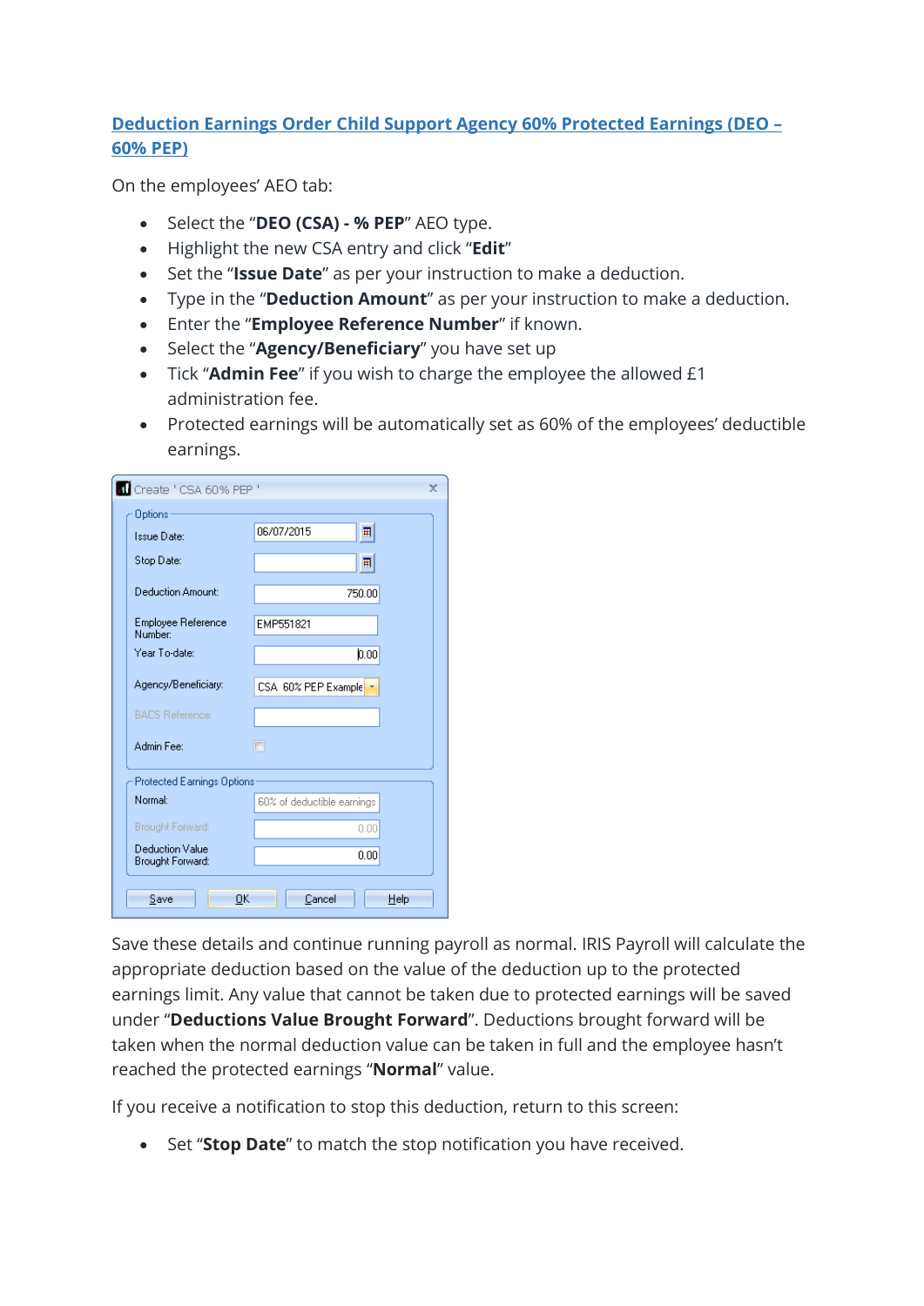## [Deduction Earnings Order Child Support Agency 60% Protected Earnings (DEO – 60% PEP)]()

On the employees' AEO tab:

- Select the "**DEO (CSA) - % PEP**" AEO type.
- Highlight the new CSA entry and click "**Edit**"
- Set the "**Issue Date**" as per your instruction to make a deduction.
- Type in the "**Deduction Amount**" as per your instruction to make a deduction.
- Enter the "**Employee Reference Number**" if known.
- Select the "**Agency/Beneficiary**" you have set up
- Tick "**Admin Fee**" if you wish to charge the employee the allowed £1 administration fee.
- Protected earnings will be automatically set as 60% of the employees' deductible earnings.

Save these details and continue running payroll as normal. IRIS Payroll will calculate the appropriate deduction based on the value of the deduction up to the protected earnings limit. Any value that cannot be taken due to protected earnings will be saved under "**Deductions Value Brought Forward**". Deductions brought forward will be taken when the normal deduction value can be taken in full and the employee hasn't reached the protected earnings "**Normal**" value.

If you receive a notification to stop this deduction, return to this screen:

- Set "**Stop Date**" to match the stop notification you have received.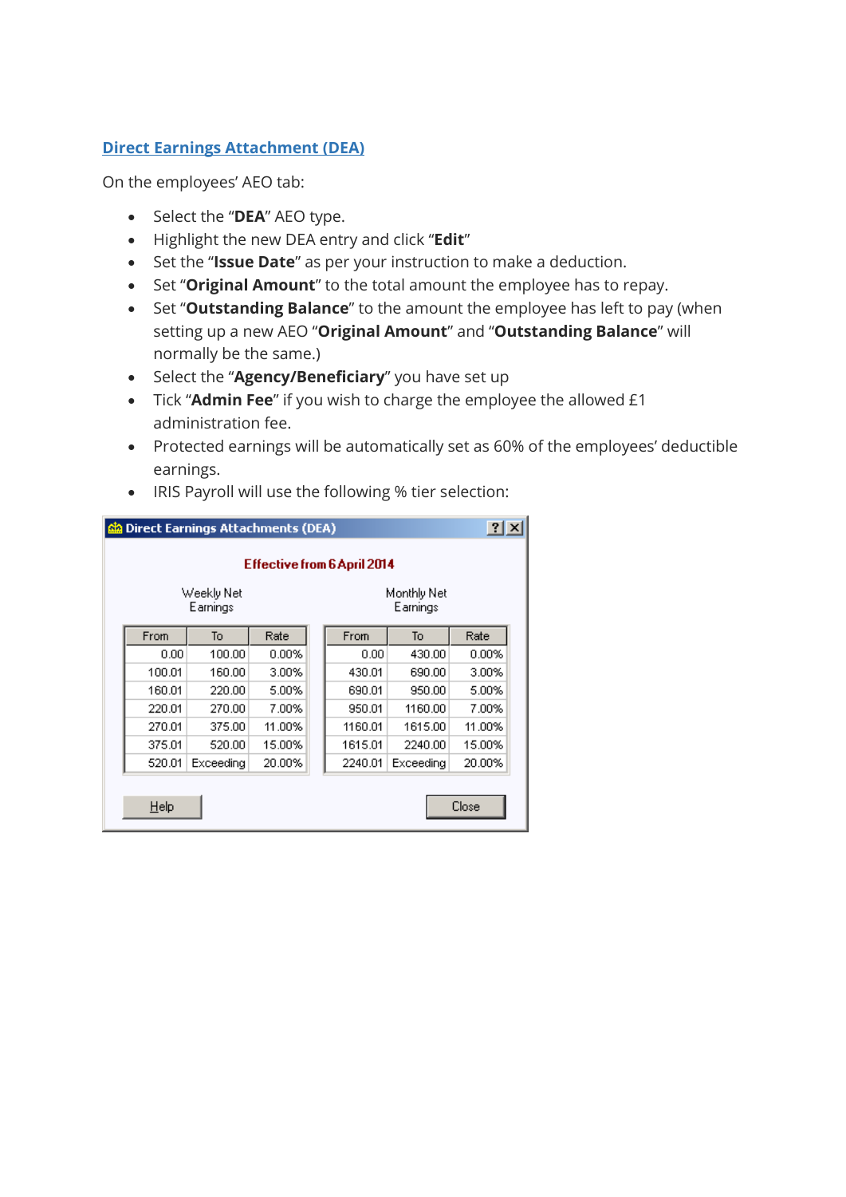## Direct Earnings Attachment (DEA)

On the employees' AEO tab:

- Select the "**DEA**" AEO type.
- Highlight the new DEA entry and click "**Edit**"
- Set the "**Issue Date**" as per your instruction to make a deduction.
- Set "**Original Amount**" to the total amount the employee has to repay.
- Set "**Outstanding Balance**" to the amount the employee has left to pay (when setting up a new AEO "**Original Amount**" and "**Outstanding Balance**" will normally be the same.)
- Select the "**Agency/Beneficiary**" you have set up
- Tick "**Admin Fee**" if you wish to charge the employee the allowed £1 administration fee.
- Protected earnings will be automatically set as 60% of the employees' deductible earnings.
- IRIS Payroll will use the following % tier selection:

**Direct Earnings Attachments (DEA)**

**Effective from 6 April 2014**

Weekly Net Earnings

| From | To | Rate |
| --- | --- | --- |
| 0.00 | 100.00 | 0.00% |
| 100.01 | 160.00 | 3.00% |
| 160.01 | 220.00 | 5.00% |
| 220.01 | 270.00 | 7.00% |
| 270.01 | 375.00 | 11.00% |
| 375.01 | 520.00 | 15.00% |
| 520.01 | Exceeding | 20.00% |

Monthly Net Earnings

| From | To | Rate |
| --- | --- | --- |
| 0.00 | 430.00 | 0.00% |
| 430.01 | 690.00 | 3.00% |
| 690.01 | 950.00 | 5.00% |
| 950.01 | 1160.00 | 7.00% |
| 1160.01 | 1615.00 | 11.00% |
| 1615.01 | 2240.00 | 15.00% |
| 2240.01 | Exceeding | 20.00% |

Help    Close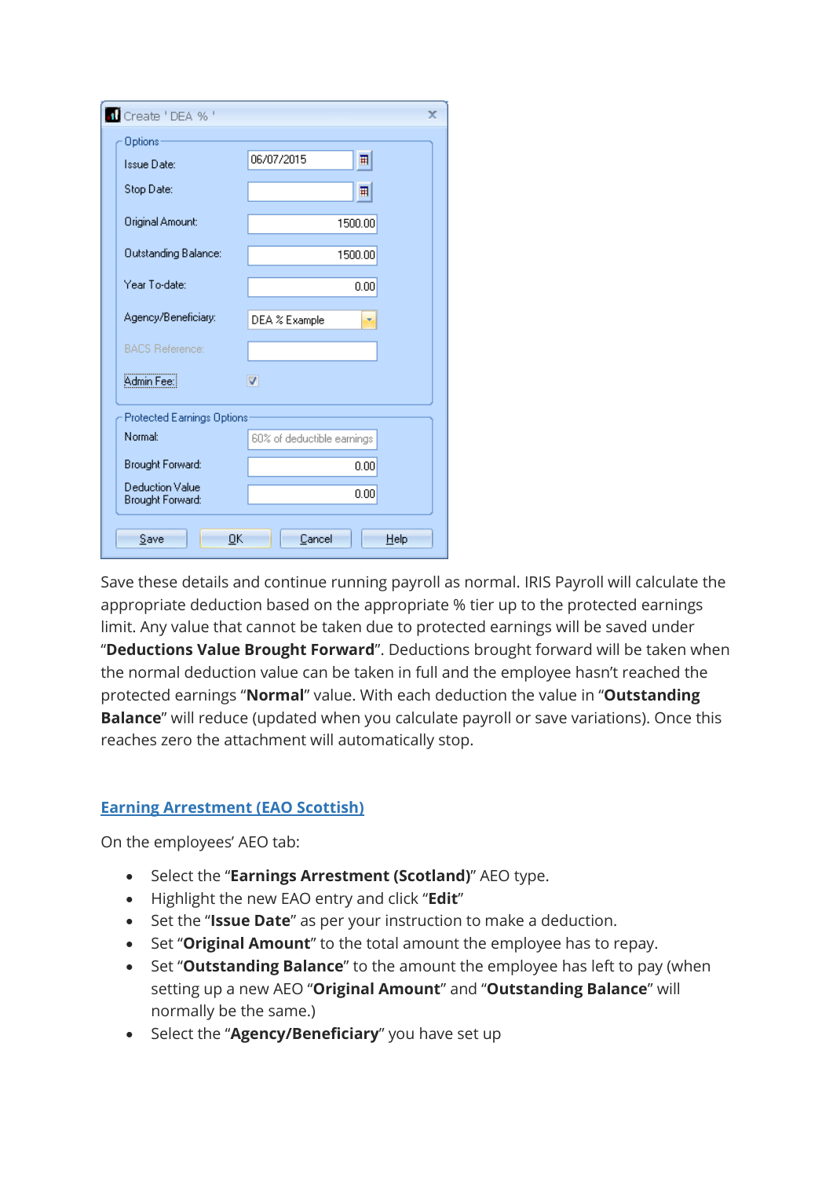Save these details and continue running payroll as normal. IRIS Payroll will calculate the appropriate deduction based on the appropriate % tier up to the protected earnings limit. Any value that cannot be taken due to protected earnings will be saved under "**Deductions Value Brought Forward**". Deductions brought forward will be taken when the normal deduction value can be taken in full and the employee hasn't reached the protected earnings "**Normal**" value. With each deduction the value in "**Outstanding Balance**" will reduce (updated when you calculate payroll or save variations). Once this reaches zero the attachment will automatically stop.

## Earning Arrestment (EAO Scottish)

On the employees' AEO tab:

- Select the "**Earnings Arrestment (Scotland)**" AEO type.
- Highlight the new EAO entry and click "**Edit**"
- Set the "**Issue Date**" as per your instruction to make a deduction.
- Set "**Original Amount**" to the total amount the employee has to repay.
- Set "**Outstanding Balance**" to the amount the employee has left to pay (when setting up a new AEO "**Original Amount**" and "**Outstanding Balance**" will normally be the same.)
- Select the "**Agency/Beneficiary**" you have set up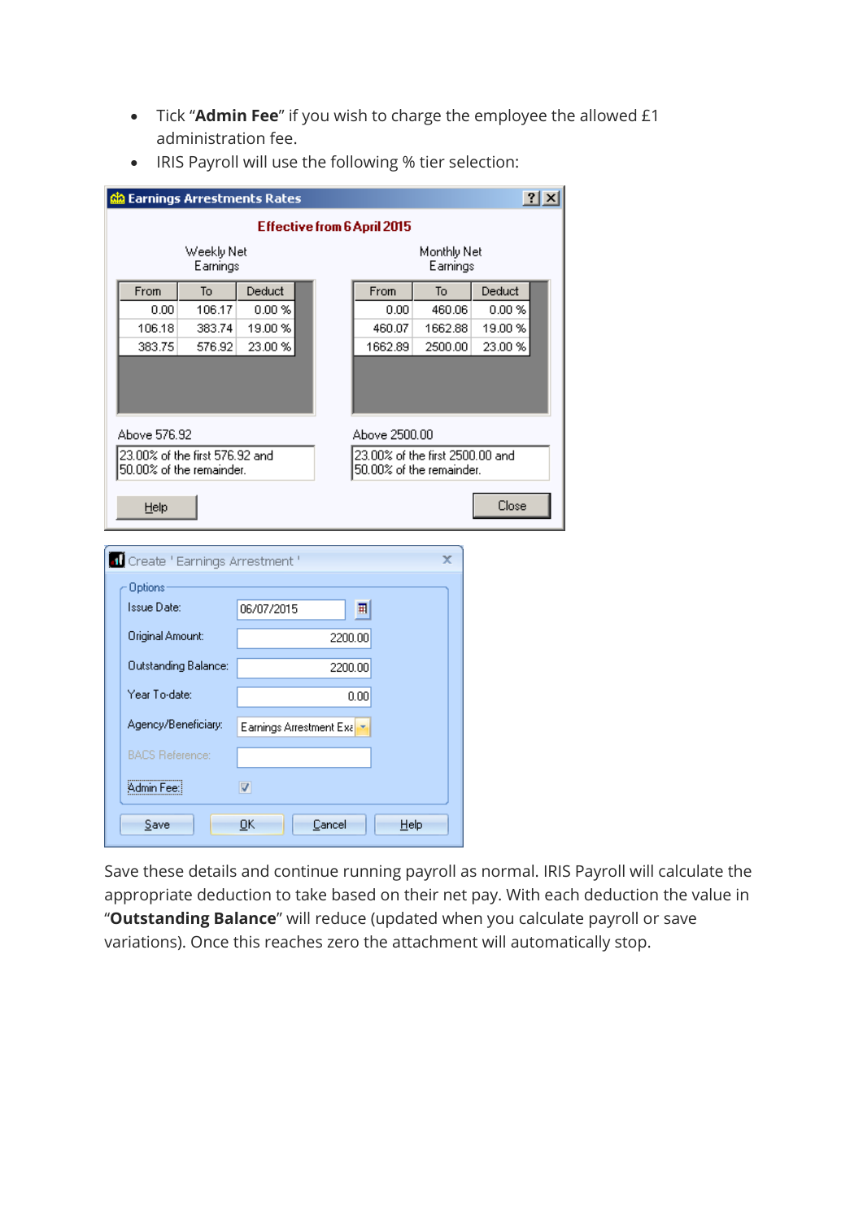- Tick "**Admin Fee**" if you wish to charge the employee the allowed £1 administration fee.
- IRIS Payroll will use the following % tier selection:

**Earnings Arrestments Rates**

**Effective from 6 April 2015**

Weekly Net Earnings

| From | To | Deduct |
|---|---|---|
| 0.00 | 106.17 | 0.00 % |
| 106.18 | 383.74 | 19.00 % |
| 383.75 | 576.92 | 23.00 % |

Above 576.92

23.00% of the first 576.92 and 50.00% of the remainder.

Monthly Net Earnings

| From | To | Deduct |
|---|---|---|
| 0.00 | 460.06 | 0.00 % |
| 460.07 | 1662.88 | 19.00 % |
| 1662.89 | 2500.00 | 23.00 % |

Above 2500.00

23.00% of the first 2500.00 and 50.00% of the remainder.

Help | Close

**Create 'Earnings Arrestment'**

Options

| Field | Value |
|---|---|
| Issue Date: | 06/07/2015 |
| Original Amount: | 2200.00 |
| Outstanding Balance: | 2200.00 |
| Year To-date: | 0.00 |
| Agency/Beneficiary: | Earnings Arrestment Exe |
| BACS Reference: | |
| Admin Fee: | ☑ |

Save | OK | Cancel | Help

Save these details and continue running payroll as normal. IRIS Payroll will calculate the appropriate deduction to take based on their net pay. With each deduction the value in "**Outstanding Balance**" will reduce (updated when you calculate payroll or save variations). Once this reaches zero the attachment will automatically stop.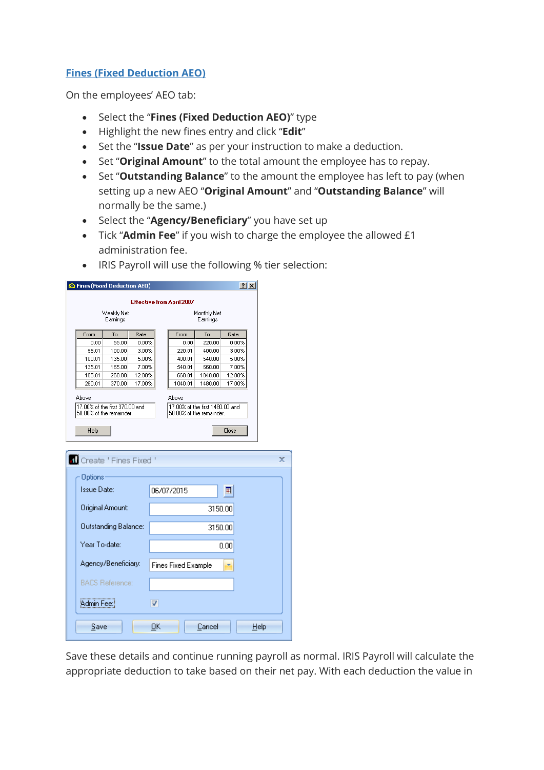## Fines (Fixed Deduction AEO)

On the employees' AEO tab:

- Select the "**Fines (Fixed Deduction AEO)**" type
- Highlight the new fines entry and click "**Edit**"
- Set the "**Issue Date**" as per your instruction to make a deduction.
- Set "**Original Amount**" to the total amount the employee has to repay.
- Set "**Outstanding Balance**" to the amount the employee has left to pay (when setting up a new AEO "**Original Amount**" and "**Outstanding Balance**" will normally be the same.)
- Select the "**Agency/Beneficiary**" you have set up
- Tick "**Admin Fee**" if you wish to charge the employee the allowed £1 administration fee.
- IRIS Payroll will use the following % tier selection:

Fines(Fixed Deduction AEO)

Effective from April 2007

Weekly Net Earnings

| From | To | Rate |
|---|---|---|
| 0.00 | 55.00 | 0.00% |
| 55.01 | 100.00 | 3.00% |
| 100.01 | 135.00 | 5.00% |
| 135.01 | 165.00 | 7.00% |
| 165.01 | 260.00 | 12.00% |
| 260.01 | 370.00 | 17.00% |

Above: 17.00% of the first 370.00 and 50.00% of the remainder.

Monthly Net Earnings

| From | To | Rate |
|---|---|---|
| 0.00 | 220.00 | 0.00% |
| 220.01 | 400.00 | 3.00% |
| 400.01 | 540.00 | 5.00% |
| 540.01 | 660.00 | 7.00% |
| 660.01 | 1040.00 | 12.00% |
| 1040.01 | 1480.00 | 17.00% |

Above: 17.00% of the first 1480.00 and 50.00% of the remainder.

Help | Close

Create 'Fines Fixed'

Options

| Field | Value |
|---|---|
| Issue Date: | 06/07/2015 |
| Original Amount: | 3150.00 |
| Outstanding Balance: | 3150.00 |
| Year To-date: | 0.00 |
| Agency/Beneficiary: | Fines Fixed Example |
| BACS Reference: | |
| Admin Fee: | ☑ |

Save | OK | Cancel | Help

Save these details and continue running payroll as normal. IRIS Payroll will calculate the appropriate deduction to take based on their net pay. With each deduction the value in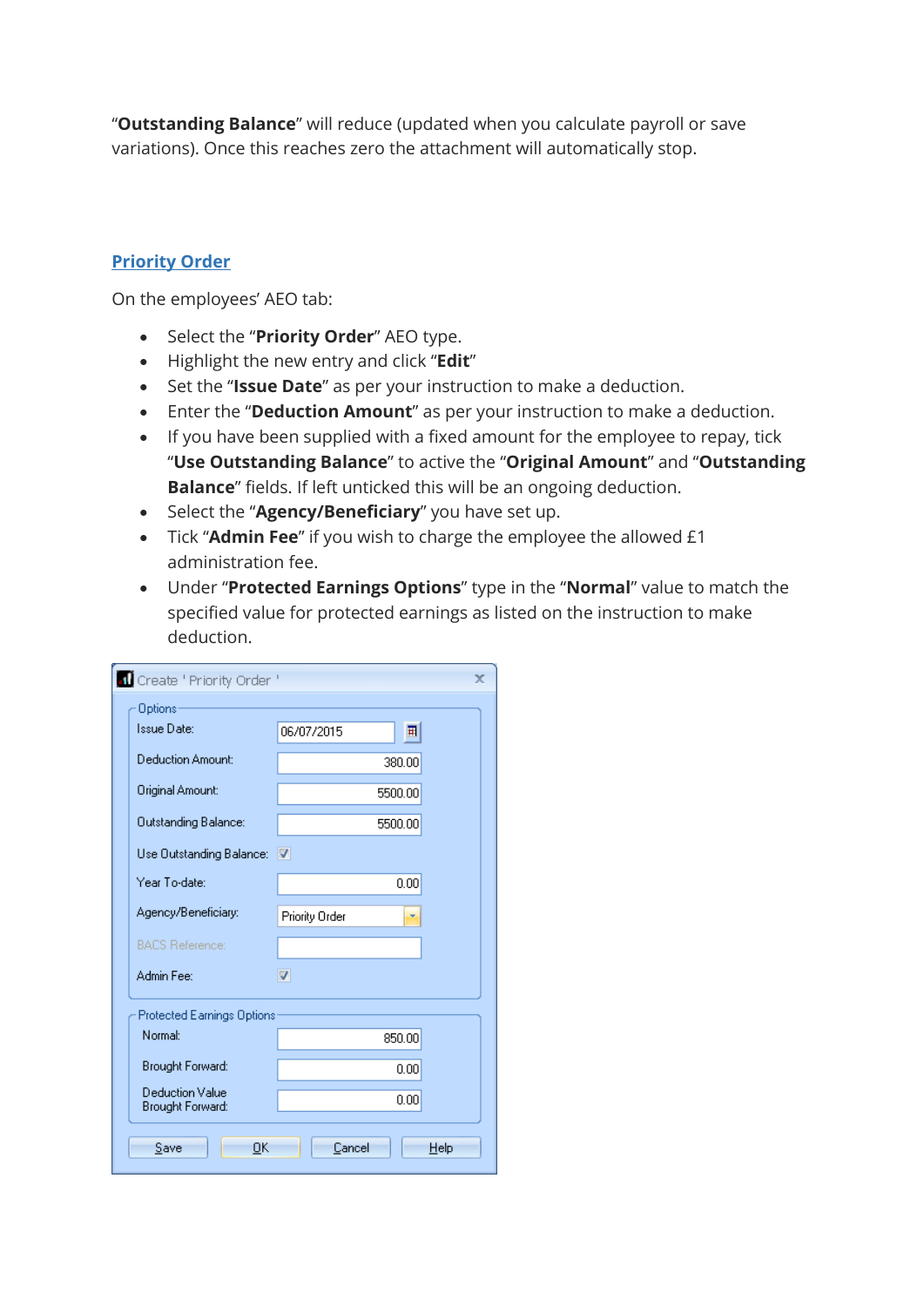"**Outstanding Balance**" will reduce (updated when you calculate payroll or save variations). Once this reaches zero the attachment will automatically stop.

## Priority Order

On the employees' AEO tab:

- Select the "**Priority Order**" AEO type.
- Highlight the new entry and click "**Edit**"
- Set the "**Issue Date**" as per your instruction to make a deduction.
- Enter the "**Deduction Amount**" as per your instruction to make a deduction.
- If you have been supplied with a fixed amount for the employee to repay, tick "**Use Outstanding Balance**" to active the "**Original Amount**" and "**Outstanding Balance**" fields. If left unticked this will be an ongoing deduction.
- Select the "**Agency/Beneficiary**" you have set up.
- Tick "**Admin Fee**" if you wish to charge the employee the allowed £1 administration fee.
- Under "**Protected Earnings Options**" type in the "**Normal**" value to match the specified value for protected earnings as listed on the instruction to make deduction.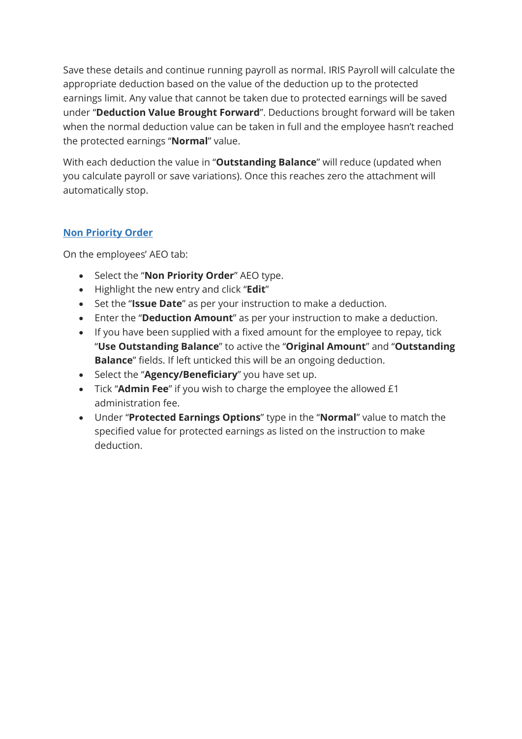Save these details and continue running payroll as normal. IRIS Payroll will calculate the appropriate deduction based on the value of the deduction up to the protected earnings limit. Any value that cannot be taken due to protected earnings will be saved under "**Deduction Value Brought Forward**". Deductions brought forward will be taken when the normal deduction value can be taken in full and the employee hasn't reached the protected earnings "**Normal**" value.

With each deduction the value in "**Outstanding Balance**" will reduce (updated when you calculate payroll or save variations). Once this reaches zero the attachment will automatically stop.

## Non Priority Order

On the employees' AEO tab:

- Select the "**Non Priority Order**" AEO type.
- Highlight the new entry and click "**Edit**"
- Set the "**Issue Date**" as per your instruction to make a deduction.
- Enter the "**Deduction Amount**" as per your instruction to make a deduction.
- If you have been supplied with a fixed amount for the employee to repay, tick "**Use Outstanding Balance**" to active the "**Original Amount**" and "**Outstanding Balance**" fields. If left unticked this will be an ongoing deduction.
- Select the "**Agency/Beneficiary**" you have set up.
- Tick "**Admin Fee**" if you wish to charge the employee the allowed £1 administration fee.
- Under "**Protected Earnings Options**" type in the "**Normal**" value to match the specified value for protected earnings as listed on the instruction to make deduction.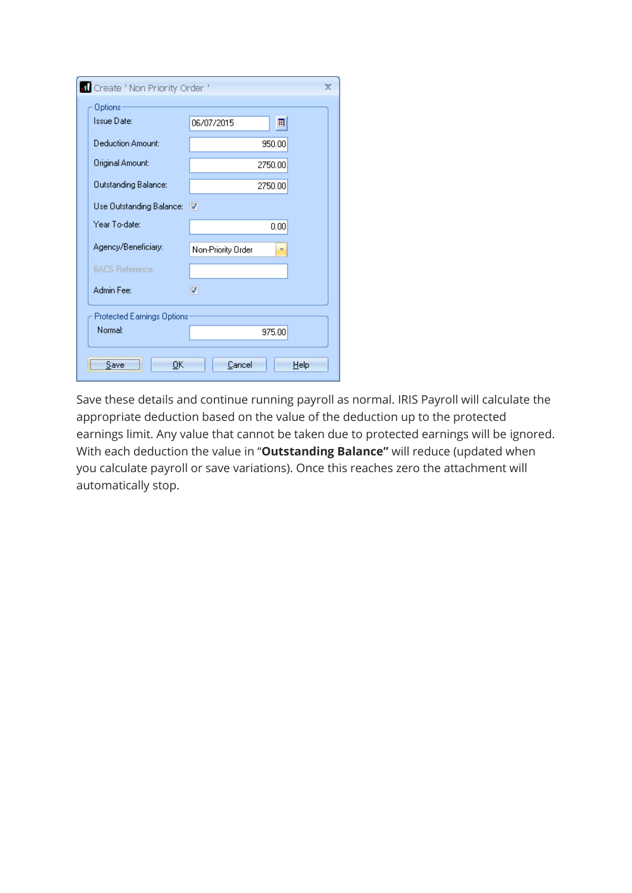Save these details and continue running payroll as normal. IRIS Payroll will calculate the appropriate deduction based on the value of the deduction up to the protected earnings limit. Any value that cannot be taken due to protected earnings will be ignored. With each deduction the value in "**Outstanding Balance"** will reduce (updated when you calculate payroll or save variations). Once this reaches zero the attachment will automatically stop.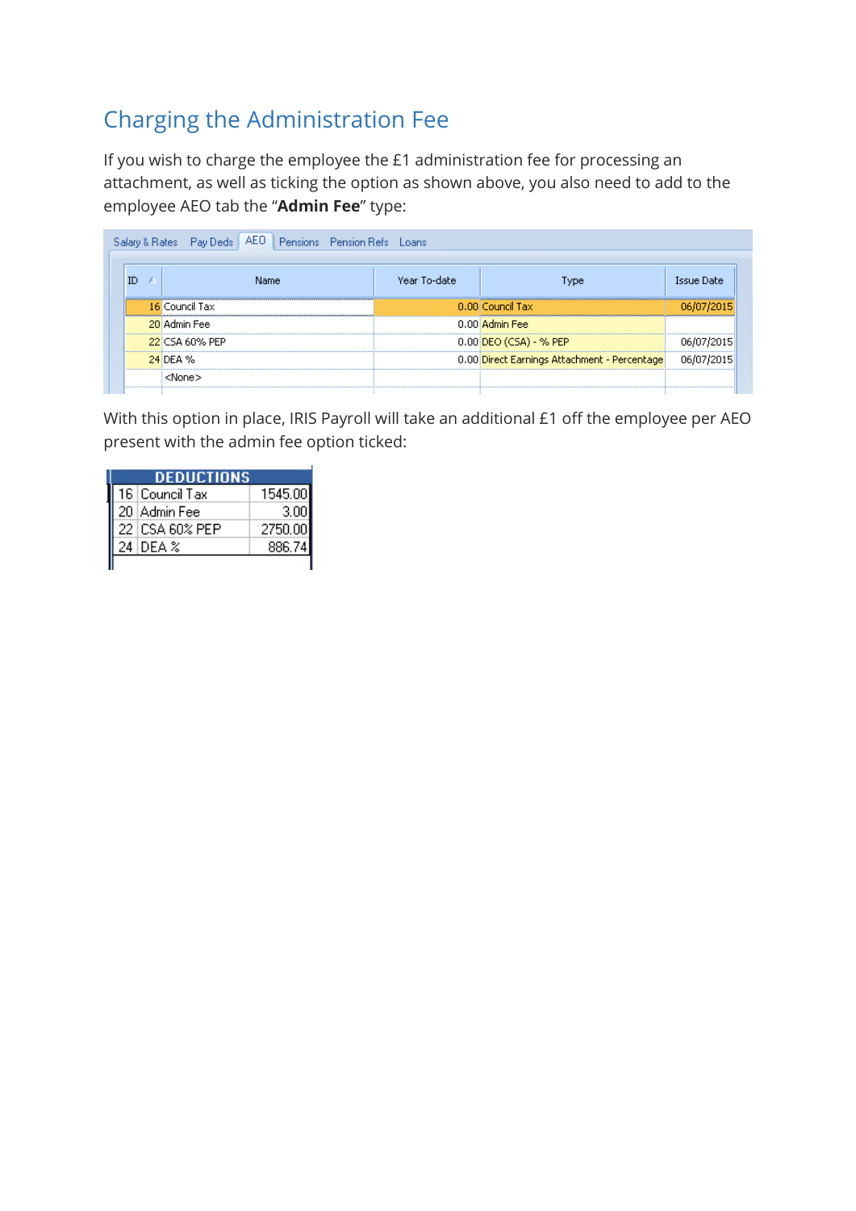## Charging the Administration Fee

If you wish to charge the employee the £1 administration fee for processing an attachment, as well as ticking the option as shown above, you also need to add to the employee AEO tab the "**Admin Fee**" type:

Salary & Rates | Pay Deds | AEO | Pensions | Pension Refs | Loans

| ID | Name | Year To-date | Type | Issue Date |
|---|---|---|---|---|
| 16 | Council Tax | 0.00 | Council Tax | 06/07/2015 |
| 20 | Admin Fee | 0.00 | Admin Fee | |
| 22 | CSA 60% PEP | 0.00 | DEO (CSA) - % PEP | 06/07/2015 |
| 24 | DEA % | 0.00 | Direct Earnings Attachment - Percentage | 06/07/2015 |
| | <None> | | | |

With this option in place, IRIS Payroll will take an additional £1 off the employee per AEO present with the admin fee option ticked:

| DEDUCTIONS | | |
|---|---|---|
| 16 | Council Tax | 1545.00 |
| 20 | Admin Fee | 3.00 |
| 22 | CSA 60% PEP | 2750.00 |
| 24 | DEA % | 886.74 |